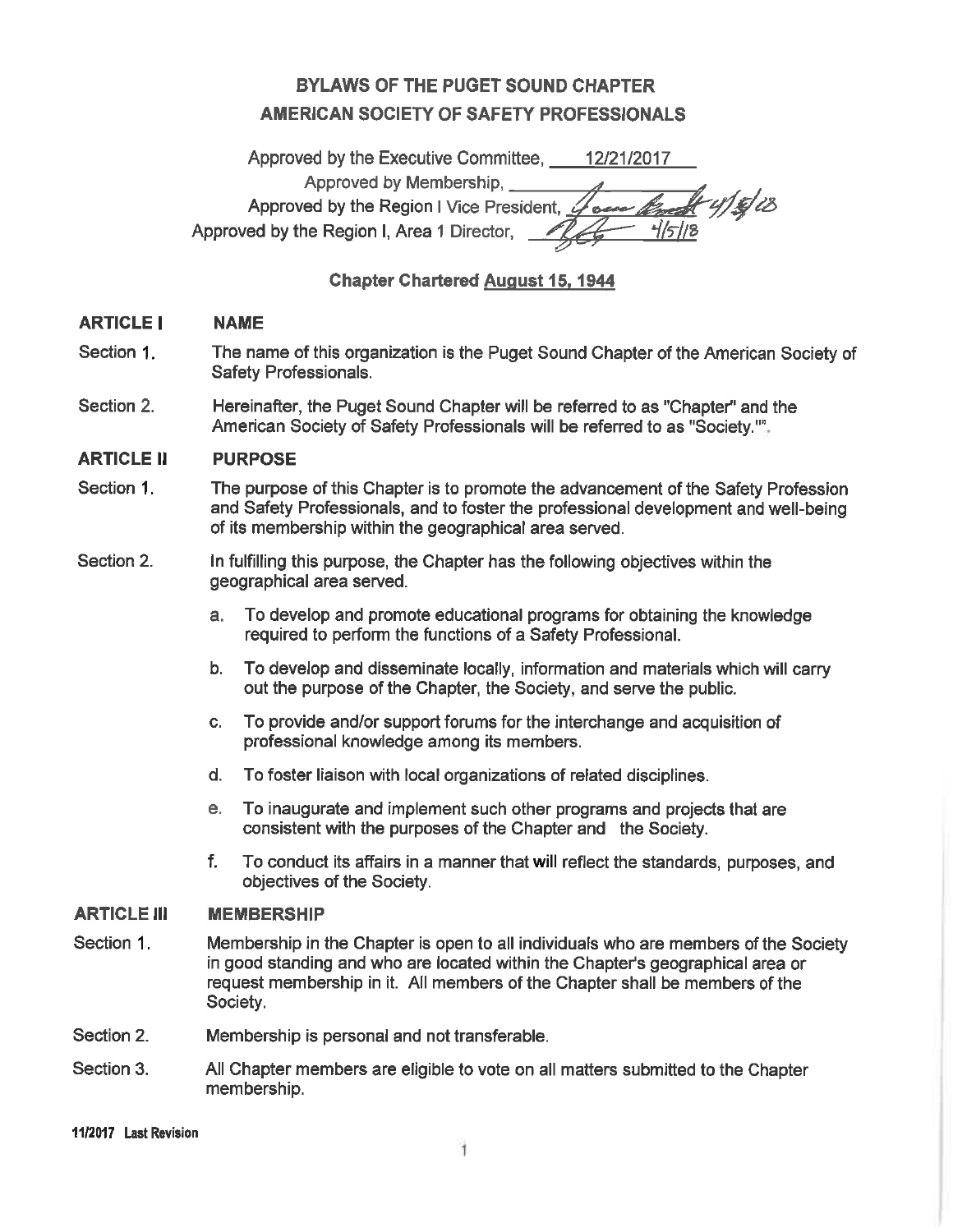# BYLAWS OF THE PUGET SOUND CHAPTER
# AMERICAN SOCIETY OF SAFETY PROFESSIONALS

Approved by the Executive Committee, 12/21/2017
Approved by Membership, \_\_\_\_\_\_\_\_
Approved by the Region I Vice President, 4/5/18
Approved by the Region I, Area 1 Director, 4/5/18

**Chapter Chartered August 15, 1944**

## ARTICLE I NAME

Section 1. The name of this organization is the Puget Sound Chapter of the American Society of Safety Professionals.

Section 2. Hereinafter, the Puget Sound Chapter will be referred to as "Chapter" and the American Society of Safety Professionals will be referred to as "Society."".

## ARTICLE II PURPOSE

Section 1. The purpose of this Chapter is to promote the advancement of the Safety Profession and Safety Professionals, and to foster the professional development and well-being of its membership within the geographical area served.

Section 2. In fulfilling this purpose, the Chapter has the following objectives within the geographical area served.

a. To develop and promote educational programs for obtaining the knowledge required to perform the functions of a Safety Professional.

b. To develop and disseminate locally, information and materials which will carry out the purpose of the Chapter, the Society, and serve the public.

c. To provide and/or support forums for the interchange and acquisition of professional knowledge among its members.

d. To foster liaison with local organizations of related disciplines.

e. To inaugurate and implement such other programs and projects that are consistent with the purposes of the Chapter and the Society.

f. To conduct its affairs in a manner that will reflect the standards, purposes, and objectives of the Society.

## ARTICLE III MEMBERSHIP

Section 1. Membership in the Chapter is open to all individuals who are members of the Society in good standing and who are located within the Chapter's geographical area or request membership in it. All members of the Chapter shall be members of the Society.

Section 2. Membership is personal and not transferable.

Section 3. All Chapter members are eligible to vote on all matters submitted to the Chapter membership.

11/2017 Last Revision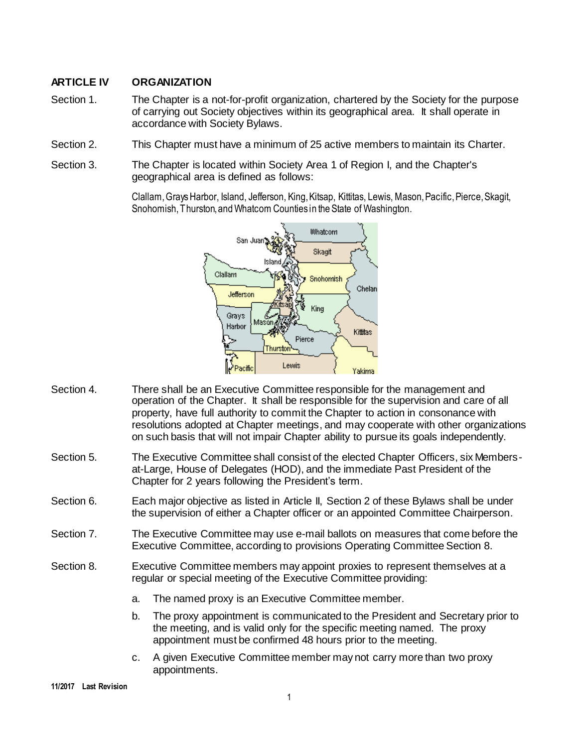## ARTICLE IV ORGANIZATION

Section 1. The Chapter is a not-for-profit organization, chartered by the Society for the purpose of carrying out Society objectives within its geographical area. It shall operate in accordance with Society Bylaws.

Section 2. This Chapter must have a minimum of 25 active members to maintain its Charter.

Section 3. The Chapter is located within Society Area 1 of Region I, and the Chapter's geographical area is defined as follows:

Clallam, Grays Harbor, Island, Jefferson, King, Kitsap, Kittitas, Lewis, Mason, Pacific, Pierce, Skagit, Snohomish, Thurston, and Whatcom Counties in the State of Washington.

Section 4. There shall be an Executive Committee responsible for the management and operation of the Chapter. It shall be responsible for the supervision and care of all property, have full authority to commit the Chapter to action in consonance with resolutions adopted at Chapter meetings, and may cooperate with other organizations on such basis that will not impair Chapter ability to pursue its goals independently.

Section 5. The Executive Committee shall consist of the elected Chapter Officers, six Members-at-Large, House of Delegates (HOD), and the immediate Past President of the Chapter for 2 years following the President's term.

Section 6. Each major objective as listed in Article II, Section 2 of these Bylaws shall be under the supervision of either a Chapter officer or an appointed Committee Chairperson.

Section 7. The Executive Committee may use e-mail ballots on measures that come before the Executive Committee, according to provisions Operating Committee Section 8.

Section 8. Executive Committee members may appoint proxies to represent themselves at a regular or special meeting of the Executive Committee providing:

a. The named proxy is an Executive Committee member.

b. The proxy appointment is communicated to the President and Secretary prior to the meeting, and is valid only for the specific meeting named. The proxy appointment must be confirmed 48 hours prior to the meeting.

c. A given Executive Committee member may not carry more than two proxy appointments.

11/2017 Last Revision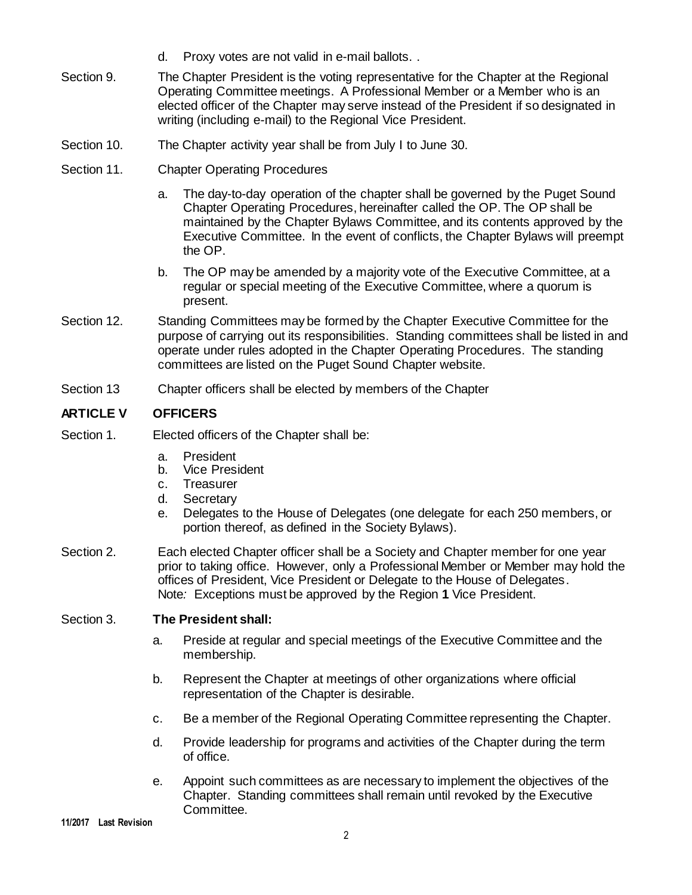d. Proxy votes are not valid in e-mail ballots. .

Section 9. The Chapter President is the voting representative for the Chapter at the Regional Operating Committee meetings. A Professional Member or a Member who is an elected officer of the Chapter may serve instead of the President if so designated in writing (including e-mail) to the Regional Vice President.

Section 10. The Chapter activity year shall be from July I to June 30.

Section 11. Chapter Operating Procedures

a. The day-to-day operation of the chapter shall be governed by the Puget Sound Chapter Operating Procedures, hereinafter called the OP. The OP shall be maintained by the Chapter Bylaws Committee, and its contents approved by the Executive Committee. In the event of conflicts, the Chapter Bylaws will preempt the OP.

b. The OP may be amended by a majority vote of the Executive Committee, at a regular or special meeting of the Executive Committee, where a quorum is present.

Section 12. Standing Committees may be formed by the Chapter Executive Committee for the purpose of carrying out its responsibilities. Standing committees shall be listed in and operate under rules adopted in the Chapter Operating Procedures. The standing committees are listed on the Puget Sound Chapter website.

Section 13 Chapter officers shall be elected by members of the Chapter

## ARTICLE V OFFICERS

Section 1. Elected officers of the Chapter shall be:

a. President
b. Vice President
c. Treasurer
d. Secretary
e. Delegates to the House of Delegates (one delegate for each 250 members, or portion thereof, as defined in the Society Bylaws).

Section 2. Each elected Chapter officer shall be a Society and Chapter member for one year prior to taking office. However, only a Professional Member or Member may hold the offices of President, Vice President or Delegate to the House of Delegates.
Note*:* Exceptions must be approved by the Region **1** Vice President.

Section 3. **The President shall:**

a. Preside at regular and special meetings of the Executive Committee and the membership.

b. Represent the Chapter at meetings of other organizations where official representation of the Chapter is desirable.

c. Be a member of the Regional Operating Committee representing the Chapter.

d. Provide leadership for programs and activities of the Chapter during the term of office.

e. Appoint such committees as are necessary to implement the objectives of the Chapter. Standing committees shall remain until revoked by the Executive Committee.

**11/2017 Last Revision**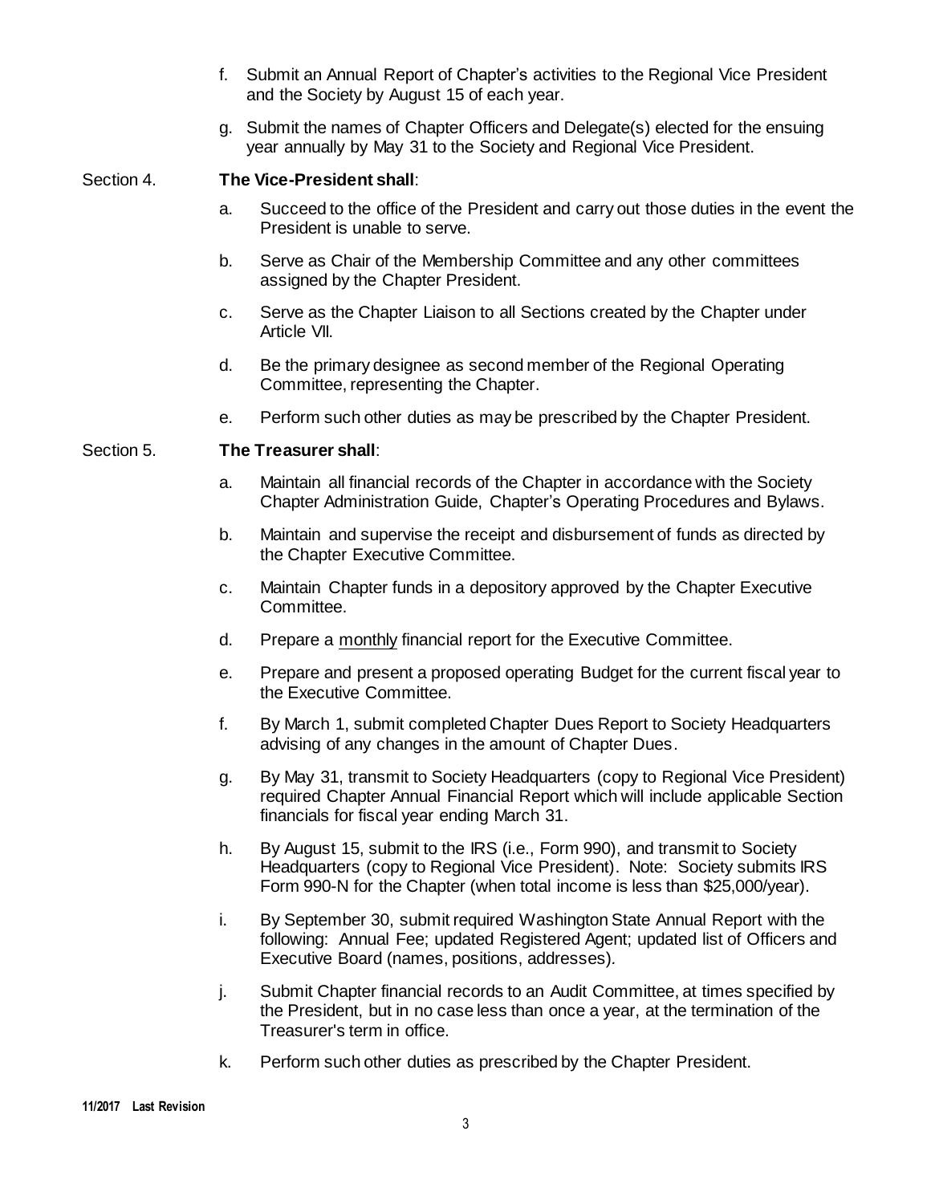f. Submit an Annual Report of Chapter's activities to the Regional Vice President and the Society by August 15 of each year.

g. Submit the names of Chapter Officers and Delegate(s) elected for the ensuing year annually by May 31 to the Society and Regional Vice President.

Section 4. **The Vice-President shall**:

a. Succeed to the office of the President and carry out those duties in the event the President is unable to serve.

b. Serve as Chair of the Membership Committee and any other committees assigned by the Chapter President.

c. Serve as the Chapter Liaison to all Sections created by the Chapter under Article VII.

d. Be the primary designee as second member of the Regional Operating Committee, representing the Chapter.

e. Perform such other duties as may be prescribed by the Chapter President.

Section 5. **The Treasurer shall**:

a. Maintain all financial records of the Chapter in accordance with the Society Chapter Administration Guide, Chapter's Operating Procedures and Bylaws.

b. Maintain and supervise the receipt and disbursement of funds as directed by the Chapter Executive Committee.

c. Maintain Chapter funds in a depository approved by the Chapter Executive Committee.

d. Prepare a <u>monthly</u> financial report for the Executive Committee.

e. Prepare and present a proposed operating Budget for the current fiscal year to the Executive Committee.

f. By March 1, submit completed Chapter Dues Report to Society Headquarters advising of any changes in the amount of Chapter Dues.

g. By May 31, transmit to Society Headquarters (copy to Regional Vice President) required Chapter Annual Financial Report which will include applicable Section financials for fiscal year ending March 31.

h. By August 15, submit to the IRS (i.e., Form 990), and transmit to Society Headquarters (copy to Regional Vice President). Note: Society submits IRS Form 990-N for the Chapter (when total income is less than $25,000/year).

i. By September 30, submit required Washington State Annual Report with the following: Annual Fee; updated Registered Agent; updated list of Officers and Executive Board (names, positions, addresses).

j. Submit Chapter financial records to an Audit Committee, at times specified by the President, but in no case less than once a year, at the termination of the Treasurer's term in office.

k. Perform such other duties as prescribed by the Chapter President.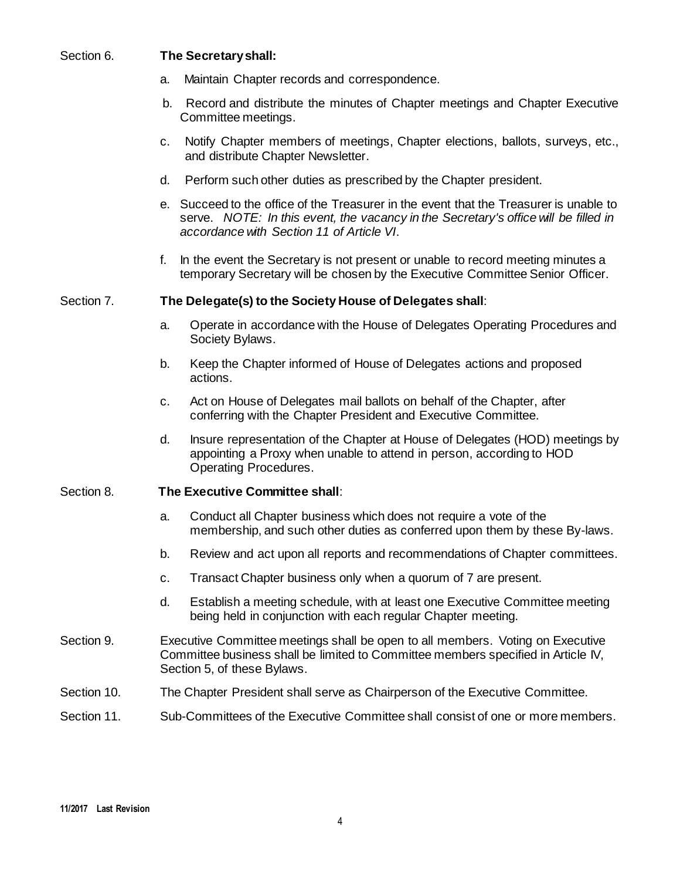Section 6. **The Secretary shall:**

a. Maintain Chapter records and correspondence.

b. Record and distribute the minutes of Chapter meetings and Chapter Executive Committee meetings.

c. Notify Chapter members of meetings, Chapter elections, ballots, surveys, etc., and distribute Chapter Newsletter.

d. Perform such other duties as prescribed by the Chapter president.

e. Succeed to the office of the Treasurer in the event that the Treasurer is unable to serve. *NOTE: In this event, the vacancy in the Secretary's office will be filled in accordance with Section 11 of Article VI*.

f. In the event the Secretary is not present or unable to record meeting minutes a temporary Secretary will be chosen by the Executive Committee Senior Officer.

Section 7. **The Delegate(s) to the Society House of Delegates shall**:

a. Operate in accordance with the House of Delegates Operating Procedures and Society Bylaws.

b. Keep the Chapter informed of House of Delegates actions and proposed actions.

c. Act on House of Delegates mail ballots on behalf of the Chapter, after conferring with the Chapter President and Executive Committee.

d. Insure representation of the Chapter at House of Delegates (HOD) meetings by appointing a Proxy when unable to attend in person, according to HOD Operating Procedures.

Section 8. **The Executive Committee shall**:

a. Conduct all Chapter business which does not require a vote of the membership, and such other duties as conferred upon them by these By-laws.

b. Review and act upon all reports and recommendations of Chapter committees.

c. Transact Chapter business only when a quorum of 7 are present.

d. Establish a meeting schedule, with at least one Executive Committee meeting being held in conjunction with each regular Chapter meeting.

Section 9. Executive Committee meetings shall be open to all members. Voting on Executive Committee business shall be limited to Committee members specified in Article IV, Section 5, of these Bylaws.

Section 10. The Chapter President shall serve as Chairperson of the Executive Committee.

Section 11. Sub-Committees of the Executive Committee shall consist of one or more members.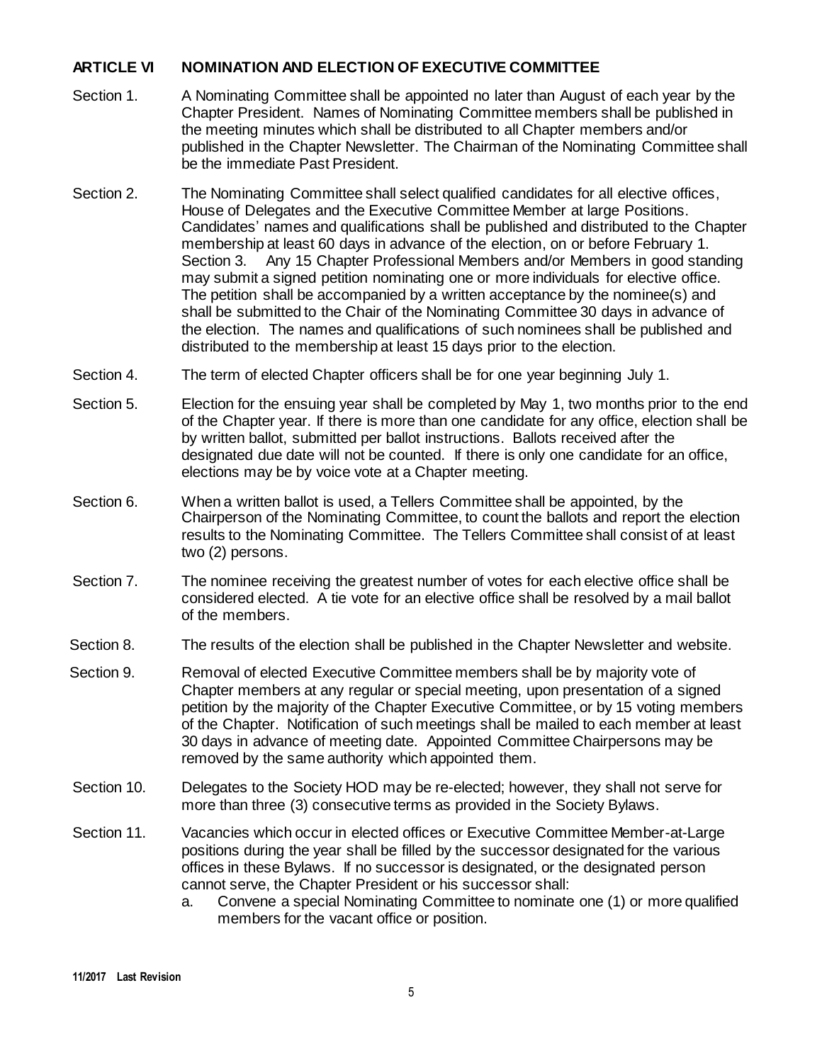## ARTICLE VI NOMINATION AND ELECTION OF EXECUTIVE COMMITTEE

Section 1. A Nominating Committee shall be appointed no later than August of each year by the Chapter President. Names of Nominating Committee members shall be published in the meeting minutes which shall be distributed to all Chapter members and/or published in the Chapter Newsletter. The Chairman of the Nominating Committee shall be the immediate Past President.

Section 2. The Nominating Committee shall select qualified candidates for all elective offices, House of Delegates and the Executive Committee Member at large Positions. Candidates' names and qualifications shall be published and distributed to the Chapter membership at least 60 days in advance of the election, on or before February 1. Section 3. Any 15 Chapter Professional Members and/or Members in good standing may submit a signed petition nominating one or more individuals for elective office. The petition shall be accompanied by a written acceptance by the nominee(s) and shall be submitted to the Chair of the Nominating Committee 30 days in advance of the election. The names and qualifications of such nominees shall be published and distributed to the membership at least 15 days prior to the election.

Section 4. The term of elected Chapter officers shall be for one year beginning July 1.

Section 5. Election for the ensuing year shall be completed by May 1, two months prior to the end of the Chapter year. If there is more than one candidate for any office, election shall be by written ballot, submitted per ballot instructions. Ballots received after the designated due date will not be counted. If there is only one candidate for an office, elections may be by voice vote at a Chapter meeting.

Section 6. When a written ballot is used, a Tellers Committee shall be appointed, by the Chairperson of the Nominating Committee, to count the ballots and report the election results to the Nominating Committee. The Tellers Committee shall consist of at least two (2) persons.

Section 7. The nominee receiving the greatest number of votes for each elective office shall be considered elected. A tie vote for an elective office shall be resolved by a mail ballot of the members.

Section 8. The results of the election shall be published in the Chapter Newsletter and website.

Section 9. Removal of elected Executive Committee members shall be by majority vote of Chapter members at any regular or special meeting, upon presentation of a signed petition by the majority of the Chapter Executive Committee, or by 15 voting members of the Chapter. Notification of such meetings shall be mailed to each member at least 30 days in advance of meeting date. Appointed Committee Chairpersons may be removed by the same authority which appointed them.

Section 10. Delegates to the Society HOD may be re-elected; however, they shall not serve for more than three (3) consecutive terms as provided in the Society Bylaws.

Section 11. Vacancies which occur in elected offices or Executive Committee Member-at-Large positions during the year shall be filled by the successor designated for the various offices in these Bylaws. If no successor is designated, or the designated person cannot serve, the Chapter President or his successor shall:

a. Convene a special Nominating Committee to nominate one (1) or more qualified members for the vacant office or position.

**11/2017 Last Revision**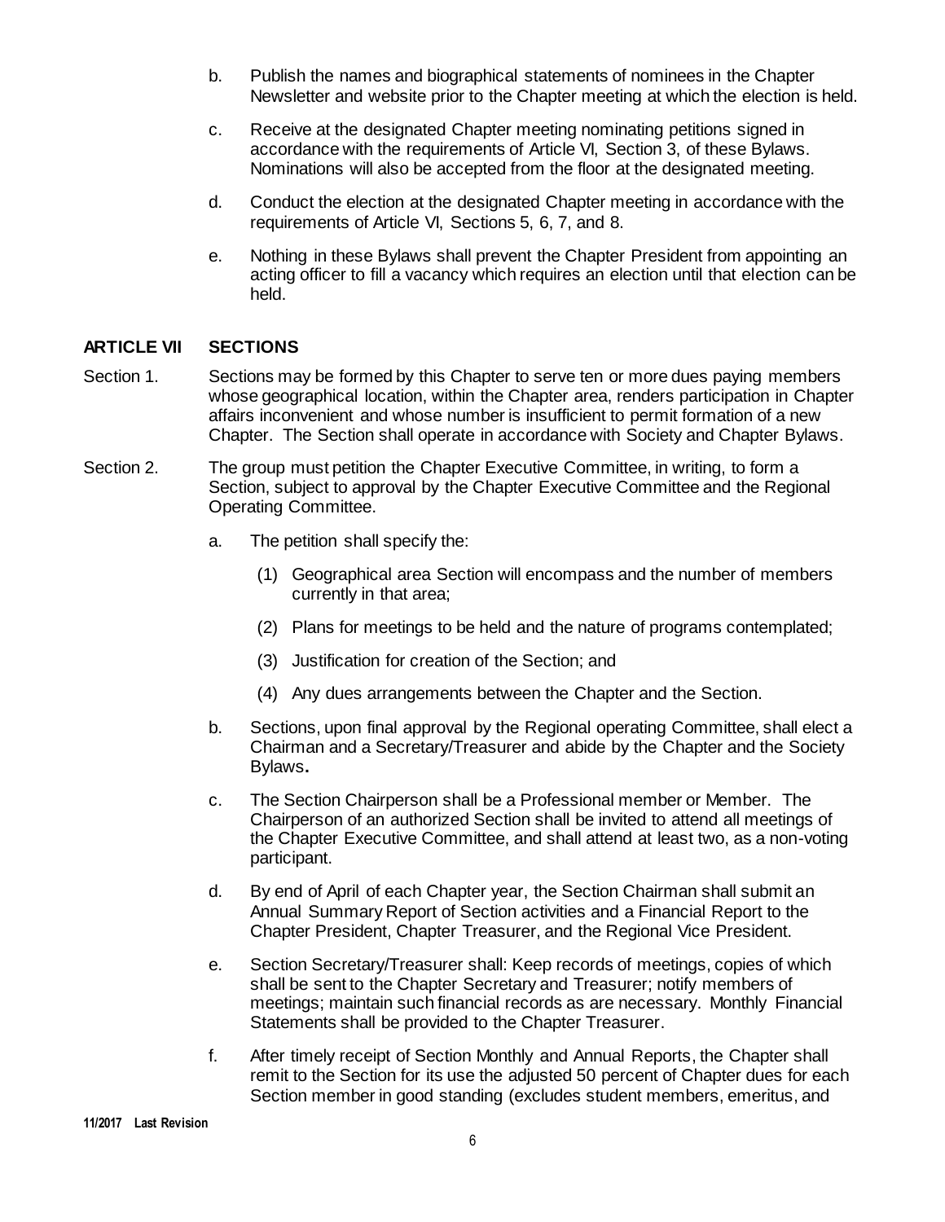b. Publish the names and biographical statements of nominees in the Chapter Newsletter and website prior to the Chapter meeting at which the election is held.

c. Receive at the designated Chapter meeting nominating petitions signed in accordance with the requirements of Article VI, Section 3, of these Bylaws. Nominations will also be accepted from the floor at the designated meeting.

d. Conduct the election at the designated Chapter meeting in accordance with the requirements of Article VI, Sections 5, 6, 7, and 8.

e. Nothing in these Bylaws shall prevent the Chapter President from appointing an acting officer to fill a vacancy which requires an election until that election can be held.

## ARTICLE VII SECTIONS

Section 1. Sections may be formed by this Chapter to serve ten or more dues paying members whose geographical location, within the Chapter area, renders participation in Chapter affairs inconvenient and whose number is insufficient to permit formation of a new Chapter. The Section shall operate in accordance with Society and Chapter Bylaws.

Section 2. The group must petition the Chapter Executive Committee, in writing, to form a Section, subject to approval by the Chapter Executive Committee and the Regional Operating Committee.

a. The petition shall specify the:

(1) Geographical area Section will encompass and the number of members currently in that area;

(2) Plans for meetings to be held and the nature of programs contemplated;

(3) Justification for creation of the Section; and

(4) Any dues arrangements between the Chapter and the Section.

b. Sections, upon final approval by the Regional operating Committee, shall elect a Chairman and a Secretary/Treasurer and abide by the Chapter and the Society Bylaws**.**

c. The Section Chairperson shall be a Professional member or Member. The Chairperson of an authorized Section shall be invited to attend all meetings of the Chapter Executive Committee, and shall attend at least two, as a non-voting participant.

d. By end of April of each Chapter year, the Section Chairman shall submit an Annual Summary Report of Section activities and a Financial Report to the Chapter President, Chapter Treasurer, and the Regional Vice President.

e. Section Secretary/Treasurer shall: Keep records of meetings, copies of which shall be sent to the Chapter Secretary and Treasurer; notify members of meetings; maintain such financial records as are necessary. Monthly Financial Statements shall be provided to the Chapter Treasurer.

f. After timely receipt of Section Monthly and Annual Reports, the Chapter shall remit to the Section for its use the adjusted 50 percent of Chapter dues for each Section member in good standing (excludes student members, emeritus, and

**11/2017 Last Revision**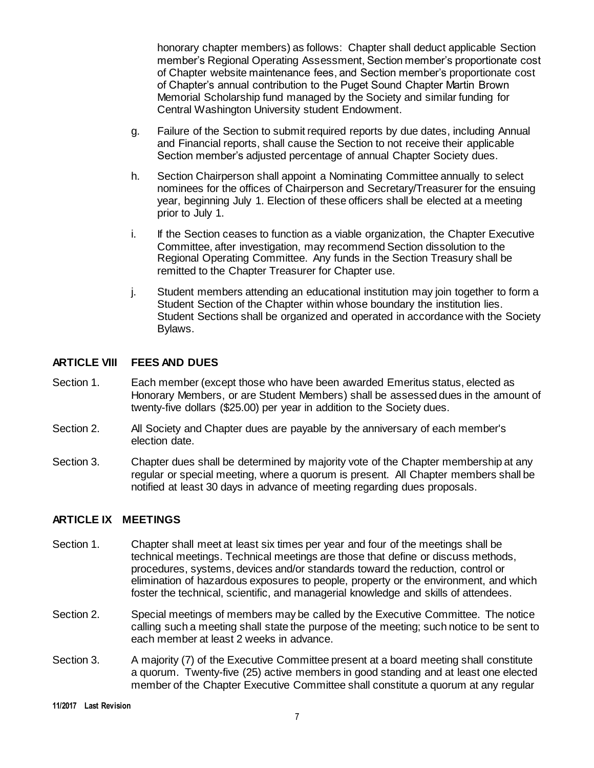honorary chapter members) as follows: Chapter shall deduct applicable Section member's Regional Operating Assessment, Section member's proportionate cost of Chapter website maintenance fees, and Section member's proportionate cost of Chapter's annual contribution to the Puget Sound Chapter Martin Brown Memorial Scholarship fund managed by the Society and similar funding for Central Washington University student Endowment.

g. Failure of the Section to submit required reports by due dates, including Annual and Financial reports, shall cause the Section to not receive their applicable Section member's adjusted percentage of annual Chapter Society dues.

h. Section Chairperson shall appoint a Nominating Committee annually to select nominees for the offices of Chairperson and Secretary/Treasurer for the ensuing year, beginning July 1. Election of these officers shall be elected at a meeting prior to July 1.

i. If the Section ceases to function as a viable organization, the Chapter Executive Committee, after investigation, may recommend Section dissolution to the Regional Operating Committee. Any funds in the Section Treasury shall be remitted to the Chapter Treasurer for Chapter use.

j. Student members attending an educational institution may join together to form a Student Section of the Chapter within whose boundary the institution lies. Student Sections shall be organized and operated in accordance with the Society Bylaws.

## ARTICLE VIII FEES AND DUES

Section 1. Each member (except those who have been awarded Emeritus status, elected as Honorary Members, or are Student Members) shall be assessed dues in the amount of twenty-five dollars ($25.00) per year in addition to the Society dues.

Section 2. All Society and Chapter dues are payable by the anniversary of each member's election date.

Section 3. Chapter dues shall be determined by majority vote of the Chapter membership at any regular or special meeting, where a quorum is present. All Chapter members shall be notified at least 30 days in advance of meeting regarding dues proposals.

## ARTICLE IX MEETINGS

Section 1. Chapter shall meet at least six times per year and four of the meetings shall be technical meetings. Technical meetings are those that define or discuss methods, procedures, systems, devices and/or standards toward the reduction, control or elimination of hazardous exposures to people, property or the environment, and which foster the technical, scientific, and managerial knowledge and skills of attendees.

Section 2. Special meetings of members may be called by the Executive Committee. The notice calling such a meeting shall state the purpose of the meeting; such notice to be sent to each member at least 2 weeks in advance.

Section 3. A majority (7) of the Executive Committee present at a board meeting shall constitute a quorum. Twenty-five (25) active members in good standing and at least one elected member of the Chapter Executive Committee shall constitute a quorum at any regular

11/2017 Last Revision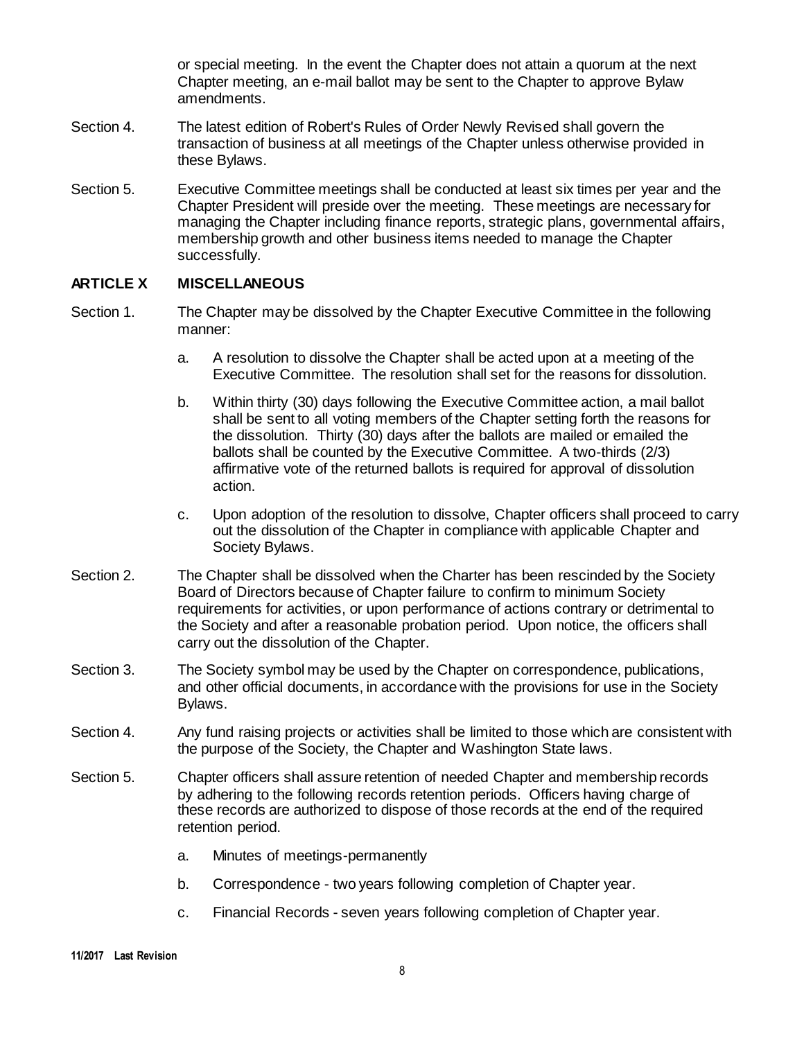or special meeting. In the event the Chapter does not attain a quorum at the next Chapter meeting, an e-mail ballot may be sent to the Chapter to approve Bylaw amendments.

Section 4. The latest edition of Robert's Rules of Order Newly Revised shall govern the transaction of business at all meetings of the Chapter unless otherwise provided in these Bylaws.

Section 5. Executive Committee meetings shall be conducted at least six times per year and the Chapter President will preside over the meeting. These meetings are necessary for managing the Chapter including finance reports, strategic plans, governmental affairs, membership growth and other business items needed to manage the Chapter successfully.

## ARTICLE X MISCELLANEOUS

Section 1. The Chapter may be dissolved by the Chapter Executive Committee in the following manner:

a. A resolution to dissolve the Chapter shall be acted upon at a meeting of the Executive Committee. The resolution shall set for the reasons for dissolution.

b. Within thirty (30) days following the Executive Committee action, a mail ballot shall be sent to all voting members of the Chapter setting forth the reasons for the dissolution. Thirty (30) days after the ballots are mailed or emailed the ballots shall be counted by the Executive Committee. A two-thirds (2/3) affirmative vote of the returned ballots is required for approval of dissolution action.

c. Upon adoption of the resolution to dissolve, Chapter officers shall proceed to carry out the dissolution of the Chapter in compliance with applicable Chapter and Society Bylaws.

Section 2. The Chapter shall be dissolved when the Charter has been rescinded by the Society Board of Directors because of Chapter failure to confirm to minimum Society requirements for activities, or upon performance of actions contrary or detrimental to the Society and after a reasonable probation period. Upon notice, the officers shall carry out the dissolution of the Chapter.

Section 3. The Society symbol may be used by the Chapter on correspondence, publications, and other official documents, in accordance with the provisions for use in the Society Bylaws.

Section 4. Any fund raising projects or activities shall be limited to those which are consistent with the purpose of the Society, the Chapter and Washington State laws.

Section 5. Chapter officers shall assure retention of needed Chapter and membership records by adhering to the following records retention periods. Officers having charge of these records are authorized to dispose of those records at the end of the required retention period.

a. Minutes of meetings-permanently

b. Correspondence - two years following completion of Chapter year.

c. Financial Records - seven years following completion of Chapter year.

**11/2017 Last Revision**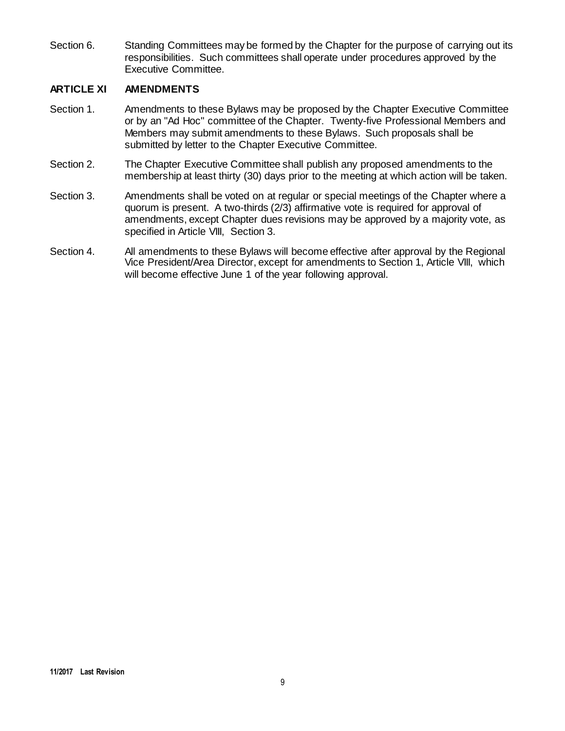Section 6. Standing Committees may be formed by the Chapter for the purpose of carrying out its responsibilities. Such committees shall operate under procedures approved by the Executive Committee.

## ARTICLE XI AMENDMENTS

Section 1. Amendments to these Bylaws may be proposed by the Chapter Executive Committee or by an "Ad Hoc" committee of the Chapter. Twenty-five Professional Members and Members may submit amendments to these Bylaws. Such proposals shall be submitted by letter to the Chapter Executive Committee.

Section 2. The Chapter Executive Committee shall publish any proposed amendments to the membership at least thirty (30) days prior to the meeting at which action will be taken.

Section 3. Amendments shall be voted on at regular or special meetings of the Chapter where a quorum is present. A two-thirds (2/3) affirmative vote is required for approval of amendments, except Chapter dues revisions may be approved by a majority vote, as specified in Article VIII, Section 3.

Section 4. All amendments to these Bylaws will become effective after approval by the Regional Vice President/Area Director, except for amendments to Section 1, Article VIII, which will become effective June 1 of the year following approval.

**11/2017 Last Revision**